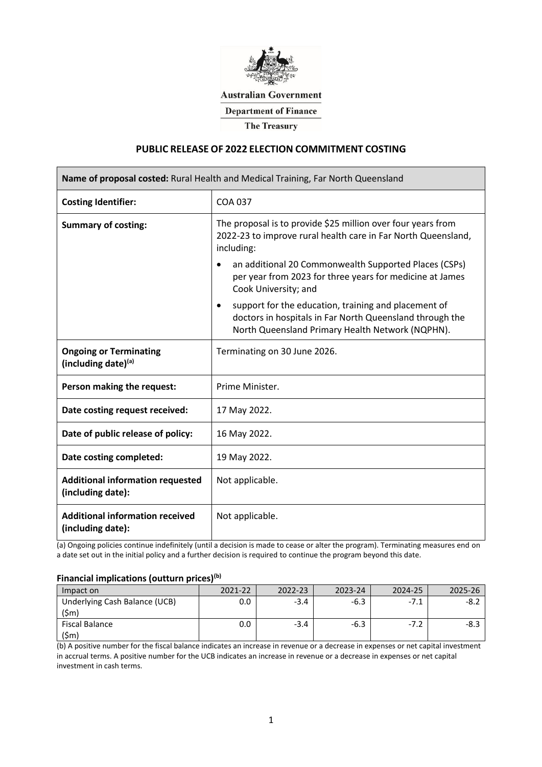Australian Government

Department of Finance

The Treasury

# PUBLIC RELEASE OF 2022 ELECTION COMMITMENT COSTING

| **Name of proposal costed:** Rural Health and Medical Training, Far North Queensland | |
|---|---|
| **Costing Identifier:** | COA 037 |
| **Summary of costing:** | The proposal is to provide $25 million over four years from 2022-23 to improve rural health care in Far North Queensland, including:<br>• an additional 20 Commonwealth Supported Places (CSPs) per year from 2023 for three years for medicine at James Cook University; and<br>• support for the education, training and placement of doctors in hospitals in Far North Queensland through the North Queensland Primary Health Network (NQPHN). |
| **Ongoing or Terminating (including date)[(a)]** | Terminating on 30 June 2026. |
| **Person making the request:** | Prime Minister. |
| **Date costing request received:** | 17 May 2022. |
| **Date of public release of policy:** | 16 May 2022. |
| **Date costing completed:** | 19 May 2022. |
| **Additional information requested (including date):** | Not applicable. |
| **Additional information received (including date):** | Not applicable. |

(a) Ongoing policies continue indefinitely (until a decision is made to cease or alter the program). Terminating measures end on a date set out in the initial policy and a further decision is required to continue the program beyond this date.

### Financial implications (outturn prices)[(b)]

| Impact on | 2021-22 | 2022-23 | 2023-24 | 2024-25 | 2025-26 |
|---|---|---|---|---|---|
| Underlying Cash Balance (UCB) ($m) | 0.0 | -3.4 | -6.3 | -7.1 | -8.2 |
| Fiscal Balance ($m) | 0.0 | -3.4 | -6.3 | -7.2 | -8.3 |

(b) A positive number for the fiscal balance indicates an increase in revenue or a decrease in expenses or net capital investment in accrual terms. A positive number for the UCB indicates an increase in revenue or a decrease in expenses or net capital investment in cash terms.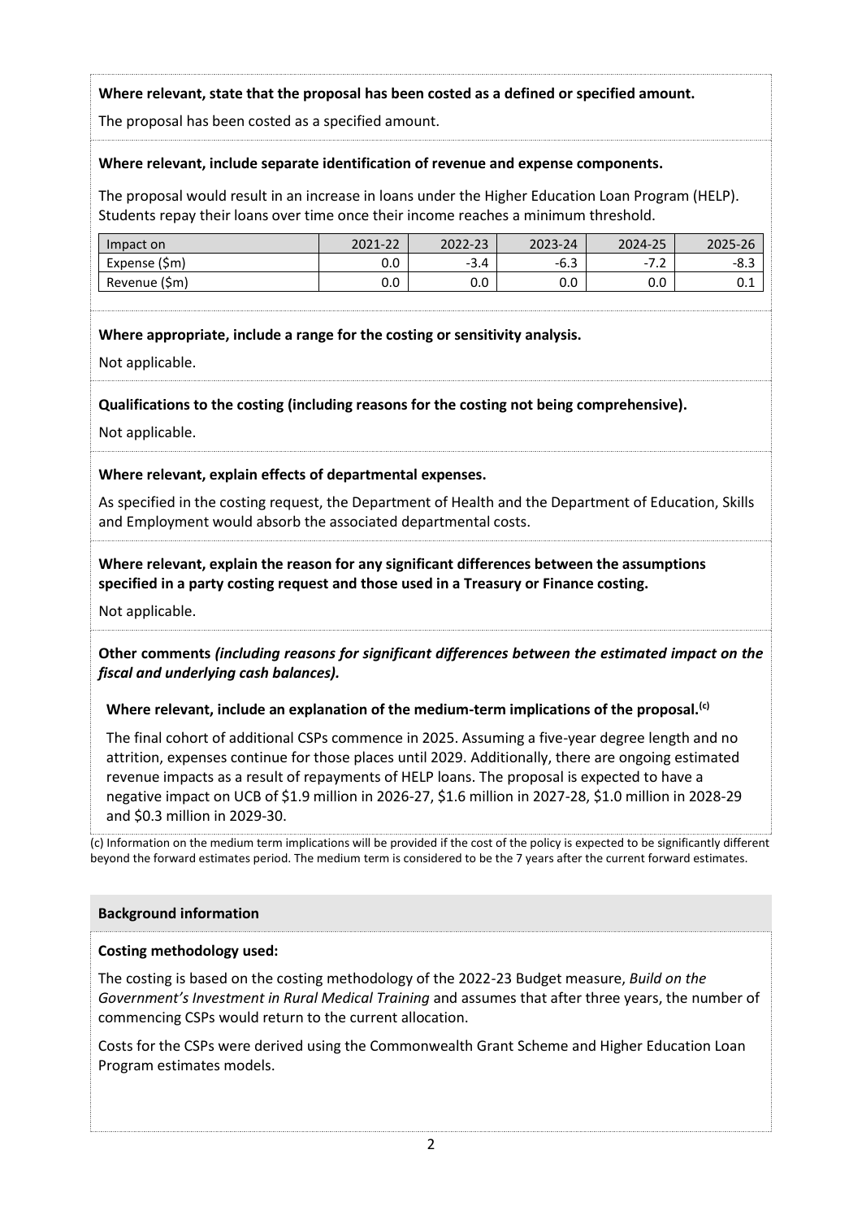**Where relevant, state that the proposal has been costed as a defined or specified amount.**

The proposal has been costed as a specified amount.

**Where relevant, include separate identification of revenue and expense components.**

The proposal would result in an increase in loans under the Higher Education Loan Program (HELP). Students repay their loans over time once their income reaches a minimum threshold.

| Impact on | 2021-22 | 2022-23 | 2023-24 | 2024-25 | 2025-26 |
|---|---|---|---|---|---|
| Expense ($m) | 0.0 | -3.4 | -6.3 | -7.2 | -8.3 |
| Revenue ($m) | 0.0 | 0.0 | 0.0 | 0.0 | 0.1 |

**Where appropriate, include a range for the costing or sensitivity analysis.**

Not applicable.

**Qualifications to the costing (including reasons for the costing not being comprehensive).**

Not applicable.

**Where relevant, explain effects of departmental expenses.**

As specified in the costing request, the Department of Health and the Department of Education, Skills and Employment would absorb the associated departmental costs.

**Where relevant, explain the reason for any significant differences between the assumptions specified in a party costing request and those used in a Treasury or Finance costing.**

Not applicable.

**Other comments *(including reasons for significant differences between the estimated impact on the fiscal and underlying cash balances).***

**Where relevant, include an explanation of the medium-term implications of the proposal.[(c)]**

The final cohort of additional CSPs commence in 2025. Assuming a five-year degree length and no attrition, expenses continue for those places until 2029. Additionally, there are ongoing estimated revenue impacts as a result of repayments of HELP loans. The proposal is expected to have a negative impact on UCB of $1.9 million in 2026-27, $1.6 million in 2027-28, $1.0 million in 2028-29 and $0.3 million in 2029-30.

(c) Information on the medium term implications will be provided if the cost of the policy is expected to be significantly different beyond the forward estimates period. The medium term is considered to be the 7 years after the current forward estimates.

**Background information**

**Costing methodology used:**

The costing is based on the costing methodology of the 2022-23 Budget measure, *Build on the Government's Investment in Rural Medical Training* and assumes that after three years, the number of commencing CSPs would return to the current allocation.

Costs for the CSPs were derived using the Commonwealth Grant Scheme and Higher Education Loan Program estimates models.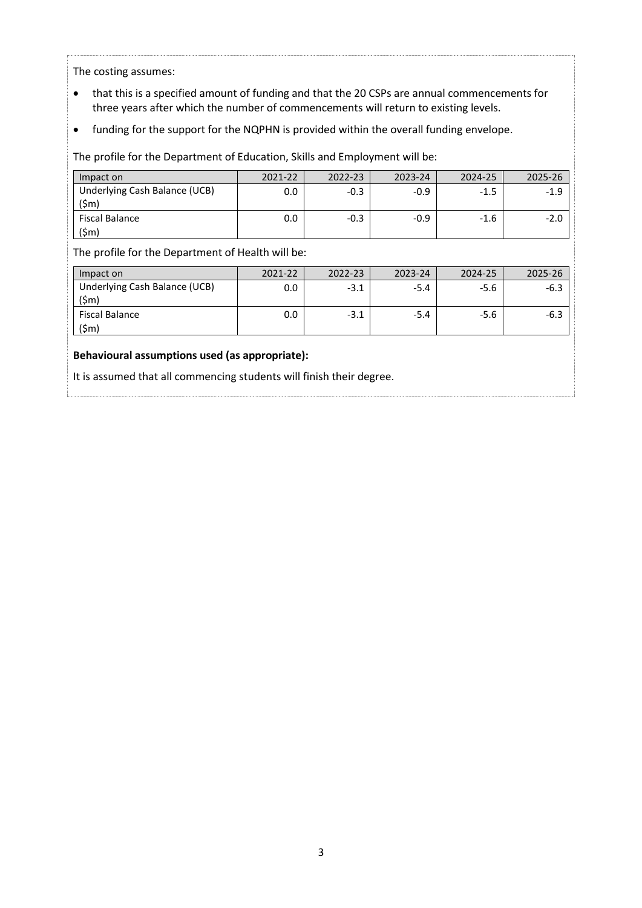The costing assumes:

- that this is a specified amount of funding and that the 20 CSPs are annual commencements for three years after which the number of commencements will return to existing levels.
- funding for the support for the NQPHN is provided within the overall funding envelope.

The profile for the Department of Education, Skills and Employment will be:

| Impact on | 2021-22 | 2022-23 | 2023-24 | 2024-25 | 2025-26 |
|---|---|---|---|---|---|
| Underlying Cash Balance (UCB) ($m) | 0.0 | -0.3 | -0.9 | -1.5 | -1.9 |
| Fiscal Balance ($m) | 0.0 | -0.3 | -0.9 | -1.6 | -2.0 |

The profile for the Department of Health will be:

| Impact on | 2021-22 | 2022-23 | 2023-24 | 2024-25 | 2025-26 |
|---|---|---|---|---|---|
| Underlying Cash Balance (UCB) ($m) | 0.0 | -3.1 | -5.4 | -5.6 | -6.3 |
| Fiscal Balance ($m) | 0.0 | -3.1 | -5.4 | -5.6 | -6.3 |

**Behavioural assumptions used (as appropriate):**

It is assumed that all commencing students will finish their degree.